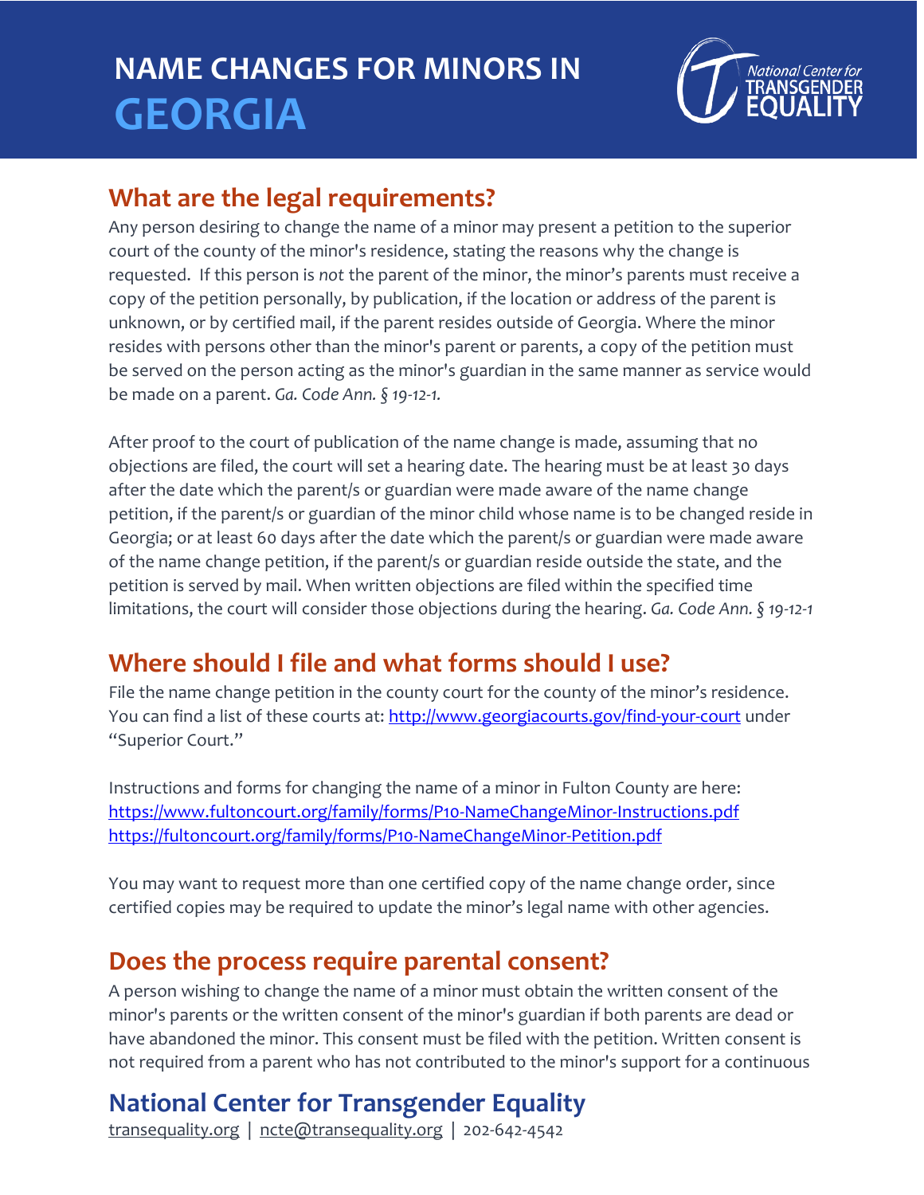# NAME CHANGES FOR MINORS IN GEORGIA

## What are the legal requirements?

Any person desiring to change the name of a minor may present a petition to the superior court of the county of the minor's residence, stating the reasons why the change is requested. If this person is *not* the parent of the minor, the minor's parents must receive a copy of the petition personally, by publication, if the location or address of the parent is unknown, or by certified mail, if the parent resides outside of Georgia. Where the minor resides with persons other than the minor's parent or parents, a copy of the petition must be served on the person acting as the minor's guardian in the same manner as service would be made on a parent. *Ga. Code Ann. § 19-12-1.*

After proof to the court of publication of the name change is made, assuming that no objections are filed, the court will set a hearing date. The hearing must be at least 30 days after the date which the parent/s or guardian were made aware of the name change petition, if the parent/s or guardian of the minor child whose name is to be changed reside in Georgia; or at least 60 days after the date which the parent/s or guardian were made aware of the name change petition, if the parent/s or guardian reside outside the state, and the petition is served by mail. When written objections are filed within the specified time limitations, the court will consider those objections during the hearing. *Ga. Code Ann. § 19-12-1*

## Where should I file and what forms should I use?

File the name change petition in the county court for the county of the minor's residence. You can find a list of these courts at: http://www.georgiacourts.gov/find-your-court under "Superior Court."

Instructions and forms for changing the name of a minor in Fulton County are here:
https://www.fultoncourt.org/family/forms/P10-NameChangeMinor-Instructions.pdf
https://fultoncourt.org/family/forms/P10-NameChangeMinor-Petition.pdf

You may want to request more than one certified copy of the name change order, since certified copies may be required to update the minor's legal name with other agencies.

## Does the process require parental consent?

A person wishing to change the name of a minor must obtain the written consent of the minor's parents or the written consent of the minor's guardian if both parents are dead or have abandoned the minor. This consent must be filed with the petition. Written consent is not required from a parent who has not contributed to the minor's support for a continuous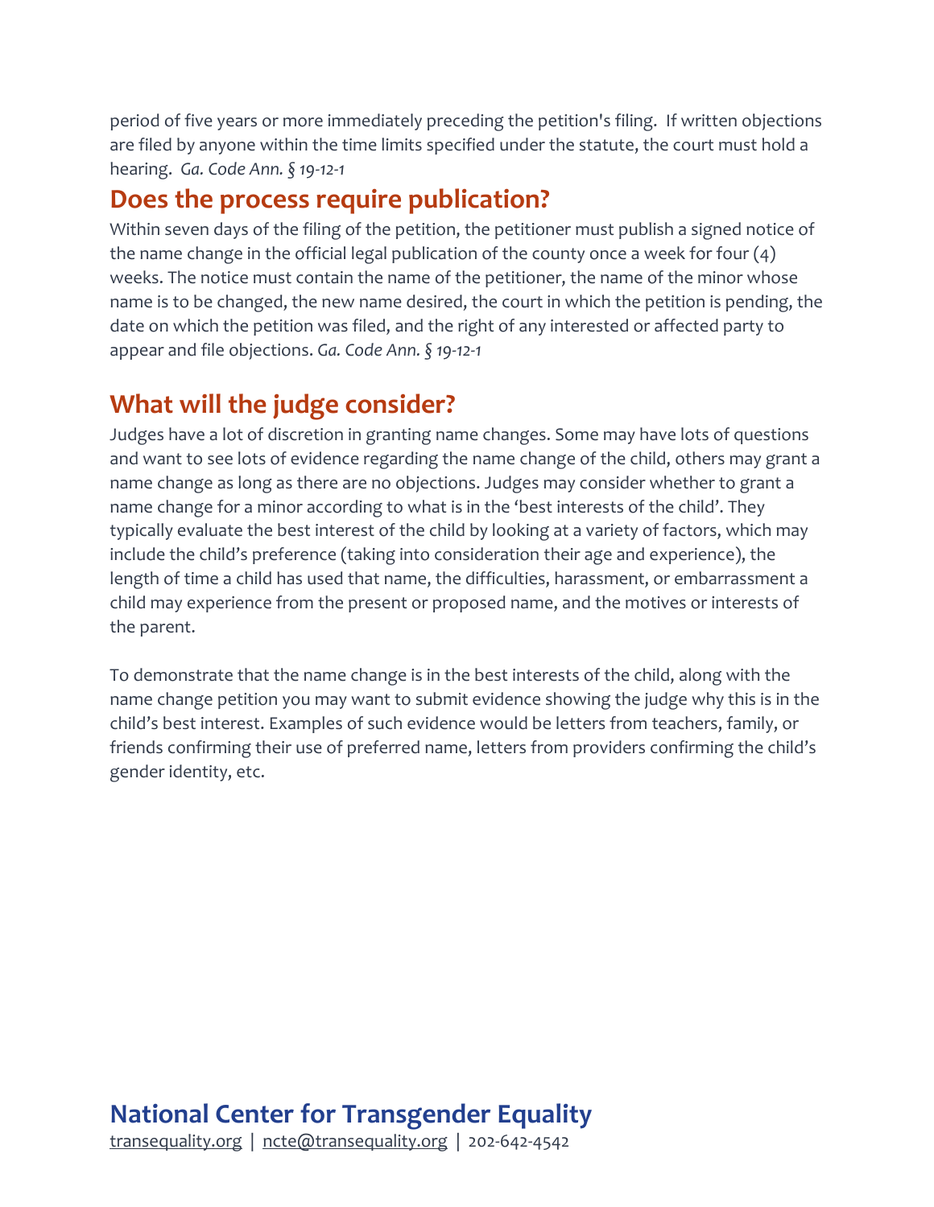period of five years or more immediately preceding the petition's filing. If written objections are filed by anyone within the time limits specified under the statute, the court must hold a hearing. *Ga. Code Ann. § 19-12-1*

## Does the process require publication?

Within seven days of the filing of the petition, the petitioner must publish a signed notice of the name change in the official legal publication of the county once a week for four (4) weeks. The notice must contain the name of the petitioner, the name of the minor whose name is to be changed, the new name desired, the court in which the petition is pending, the date on which the petition was filed, and the right of any interested or affected party to appear and file objections. *Ga. Code Ann. § 19-12-1*

## What will the judge consider?

Judges have a lot of discretion in granting name changes. Some may have lots of questions and want to see lots of evidence regarding the name change of the child, others may grant a name change as long as there are no objections. Judges may consider whether to grant a name change for a minor according to what is in the 'best interests of the child'. They typically evaluate the best interest of the child by looking at a variety of factors, which may include the child's preference (taking into consideration their age and experience), the length of time a child has used that name, the difficulties, harassment, or embarrassment a child may experience from the present or proposed name, and the motives or interests of the parent.

To demonstrate that the name change is in the best interests of the child, along with the name change petition you may want to submit evidence showing the judge why this is in the child's best interest. Examples of such evidence would be letters from teachers, family, or friends confirming their use of preferred name, letters from providers confirming the child's gender identity, etc.

**National Center for Transgender Equality**

transequality.org | ncte@transequality.org | 202-642-4542